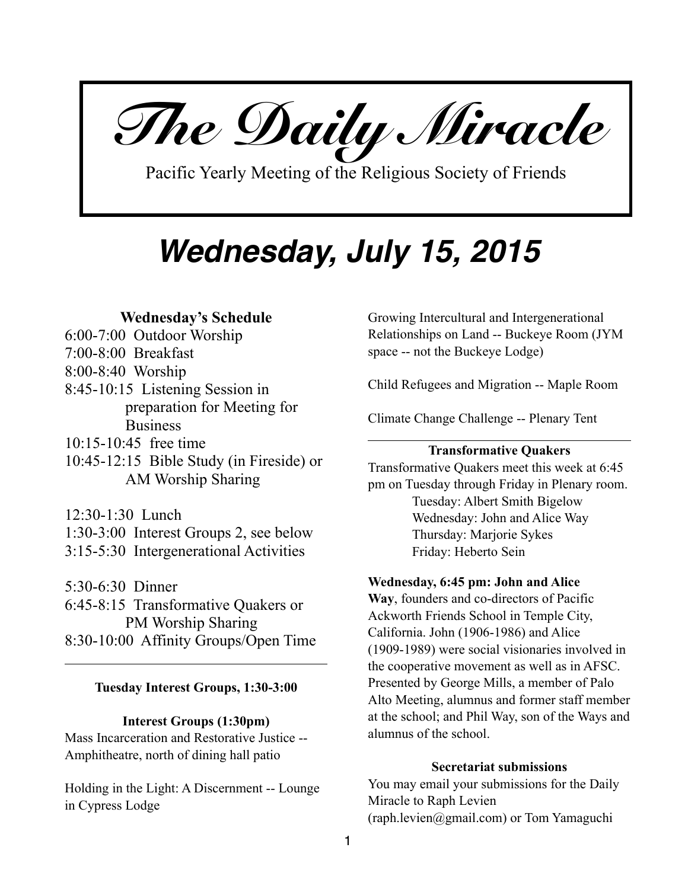# The Daily Miracle

Pacific Yearly Meeting of the Religious Society of Friends

## Wednesday, July 15, 2015

### Wednesday's Schedule

6:00-7:00 Outdoor Worship
7:00-8:00 Breakfast
8:00-8:40 Worship
8:45-10:15 Listening Session in preparation for Meeting for Business
10:15-10:45 free time
10:45-12:15 Bible Study (in Fireside) or AM Worship Sharing

12:30-1:30 Lunch
1:30-3:00 Interest Groups 2, see below
3:15-5:30 Intergenerational Activities

5:30-6:30 Dinner
6:45-8:15 Transformative Quakers or PM Worship Sharing
8:30-10:00 Affinity Groups/Open Time

---

### Tuesday Interest Groups, 1:30-3:00

**Interest Groups (1:30pm)**

Mass Incarceration and Restorative Justice -- Amphitheatre, north of dining hall patio

Holding in the Light: A Discernment -- Lounge in Cypress Lodge

Growing Intercultural and Intergenerational Relationships on Land -- Buckeye Room (JYM space -- not the Buckeye Lodge)

Child Refugees and Migration -- Maple Room

Climate Change Challenge -- Plenary Tent

---

### Transformative Quakers

Transformative Quakers meet this week at 6:45 pm on Tuesday through Friday in Plenary room.

- Tuesday: Albert Smith Bigelow
- Wednesday: John and Alice Way
- Thursday: Marjorie Sykes
- Friday: Heberto Sein

**Wednesday, 6:45 pm: John and Alice Way**, founders and co-directors of Pacific Ackworth Friends School in Temple City, California. John (1906-1986) and Alice (1909-1989) were social visionaries involved in the cooperative movement as well as in AFSC. Presented by George Mills, a member of Palo Alto Meeting, alumnus and former staff member at the school; and Phil Way, son of the Ways and alumnus of the school.

### Secretariat submissions

You may email your submissions for the Daily Miracle to Raph Levien (raph.levien@gmail.com) or Tom Yamaguchi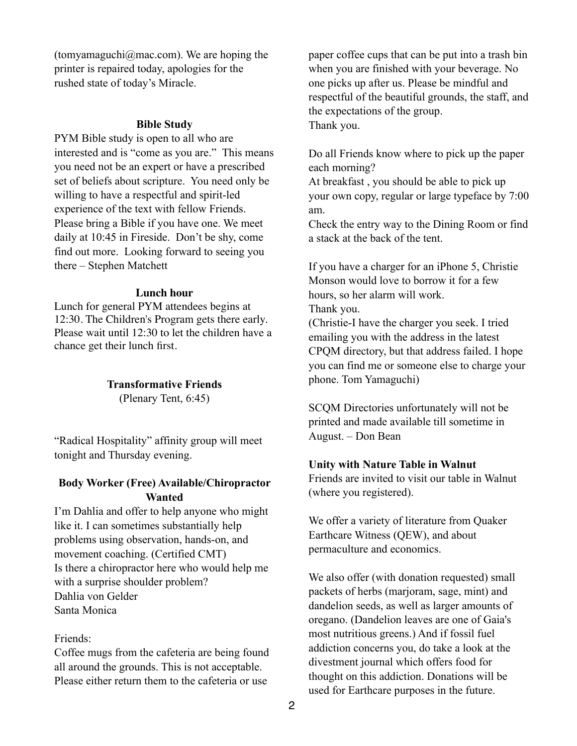(tomyamaguchi@mac.com). We are hoping the printer is repaired today, apologies for the rushed state of today's Miracle.

### Bible Study

PYM Bible study is open to all who are interested and is "come as you are." This means you need not be an expert or have a prescribed set of beliefs about scripture. You need only be willing to have a respectful and spirit-led experience of the text with fellow Friends. Please bring a Bible if you have one. We meet daily at 10:45 in Fireside. Don't be shy, come find out more. Looking forward to seeing you there – Stephen Matchett

### Lunch hour

Lunch for general PYM attendees begins at 12:30. The Children's Program gets there early. Please wait until 12:30 to let the children have a chance get their lunch first.

### Transformative Friends

(Plenary Tent, 6:45)

"Radical Hospitality" affinity group will meet tonight and Thursday evening.

### Body Worker (Free) Available/Chiropractor Wanted

I'm Dahlia and offer to help anyone who might like it. I can sometimes substantially help problems using observation, hands-on, and movement coaching. (Certified CMT)
Is there a chiropractor here who would help me with a surprise shoulder problem?
Dahlia von Gelder
Santa Monica

Friends:
Coffee mugs from the cafeteria are being found all around the grounds. This is not acceptable. Please either return them to the cafeteria or use paper coffee cups that can be put into a trash bin when you are finished with your beverage. No one picks up after us. Please be mindful and respectful of the beautiful grounds, the staff, and the expectations of the group.
Thank you.

Do all Friends know where to pick up the paper each morning?
At breakfast , you should be able to pick up your own copy, regular or large typeface by 7:00 am.
Check the entry way to the Dining Room or find a stack at the back of the tent.

If you have a charger for an iPhone 5, Christie Monson would love to borrow it for a few hours, so her alarm will work.
Thank you.
(Christie-I have the charger you seek. I tried emailing you with the address in the latest CPQM directory, but that address failed. I hope you can find me or someone else to charge your phone. Tom Yamaguchi)

SCQM Directories unfortunately will not be printed and made available till sometime in August. – Don Bean

**Unity with Nature Table in Walnut**
Friends are invited to visit our table in Walnut (where you registered).

We offer a variety of literature from Quaker Earthcare Witness (QEW), and about permaculture and economics.

We also offer (with donation requested) small packets of herbs (marjoram, sage, mint) and dandelion seeds, as well as larger amounts of oregano. (Dandelion leaves are one of Gaia's most nutritious greens.) And if fossil fuel addiction concerns you, do take a look at the divestment journal which offers food for thought on this addiction. Donations will be used for Earthcare purposes in the future.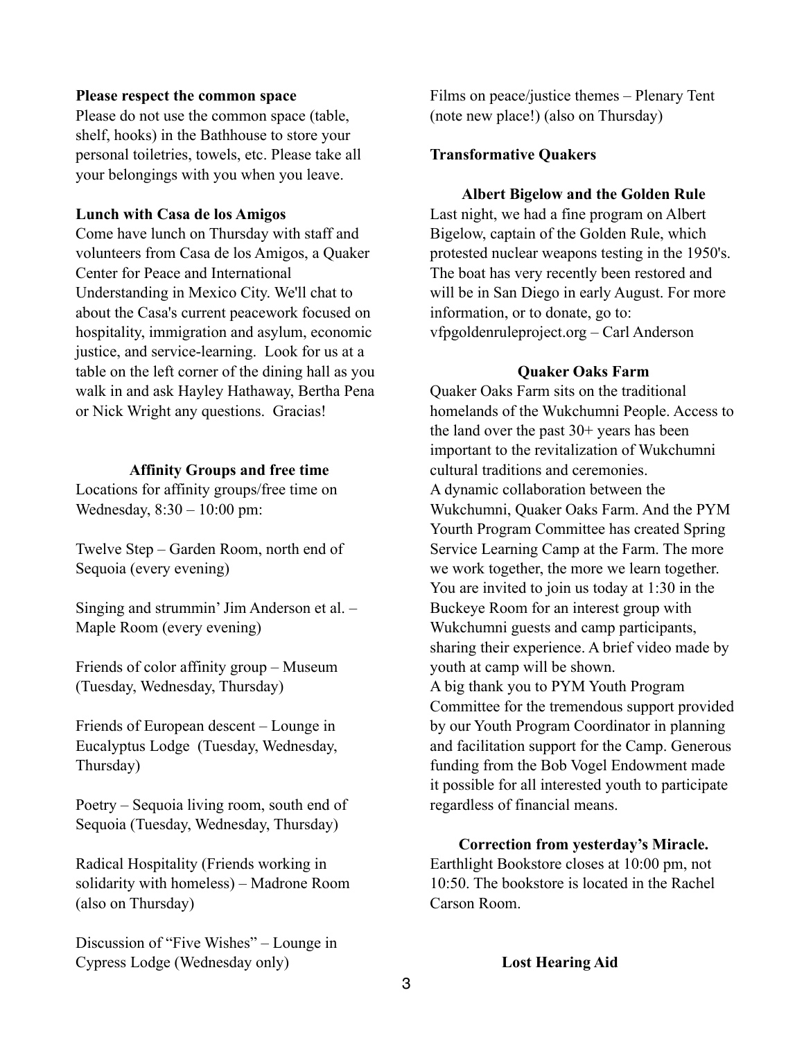**Please respect the common space**

Please do not use the common space (table, shelf, hooks) in the Bathhouse to store your personal toiletries, towels, etc. Please take all your belongings with you when you leave.

**Lunch with Casa de los Amigos**

Come have lunch on Thursday with staff and volunteers from Casa de los Amigos, a Quaker Center for Peace and International Understanding in Mexico City. We'll chat to about the Casa's current peacework focused on hospitality, immigration and asylum, economic justice, and service-learning. Look for us at a table on the left corner of the dining hall as you walk in and ask Hayley Hathaway, Bertha Pena or Nick Wright any questions. Gracias!

**Affinity Groups and free time**

Locations for affinity groups/free time on Wednesday, 8:30 – 10:00 pm:

Twelve Step – Garden Room, north end of Sequoia (every evening)

Singing and strummin' Jim Anderson et al. – Maple Room (every evening)

Friends of color affinity group – Museum (Tuesday, Wednesday, Thursday)

Friends of European descent – Lounge in Eucalyptus Lodge (Tuesday, Wednesday, Thursday)

Poetry – Sequoia living room, south end of Sequoia (Tuesday, Wednesday, Thursday)

Radical Hospitality (Friends working in solidarity with homeless) – Madrone Room (also on Thursday)

Discussion of "Five Wishes" – Lounge in Cypress Lodge (Wednesday only)

Films on peace/justice themes – Plenary Tent (note new place!) (also on Thursday)

**Transformative Quakers**

**Albert Bigelow and the Golden Rule**

Last night, we had a fine program on Albert Bigelow, captain of the Golden Rule, which protested nuclear weapons testing in the 1950's. The boat has very recently been restored and will be in San Diego in early August. For more information, or to donate, go to: vfpgoldenruleproject.org – Carl Anderson

**Quaker Oaks Farm**

Quaker Oaks Farm sits on the traditional homelands of the Wukchumni People. Access to the land over the past 30+ years has been important to the revitalization of Wukchumni cultural traditions and ceremonies.
A dynamic collaboration between the Wukchumni, Quaker Oaks Farm. And the PYM Yourth Program Committee has created Spring Service Learning Camp at the Farm. The more we work together, the more we learn together. You are invited to join us today at 1:30 in the Buckeye Room for an interest group with Wukchumni guests and camp participants, sharing their experience. A brief video made by youth at camp will be shown.
A big thank you to PYM Youth Program Committee for the tremendous support provided by our Youth Program Coordinator in planning and facilitation support for the Camp. Generous funding from the Bob Vogel Endowment made it possible for all interested youth to participate regardless of financial means.

**Correction from yesterday's Miracle.**

Earthlight Bookstore closes at 10:00 pm, not 10:50. The bookstore is located in the Rachel Carson Room.

**Lost Hearing Aid**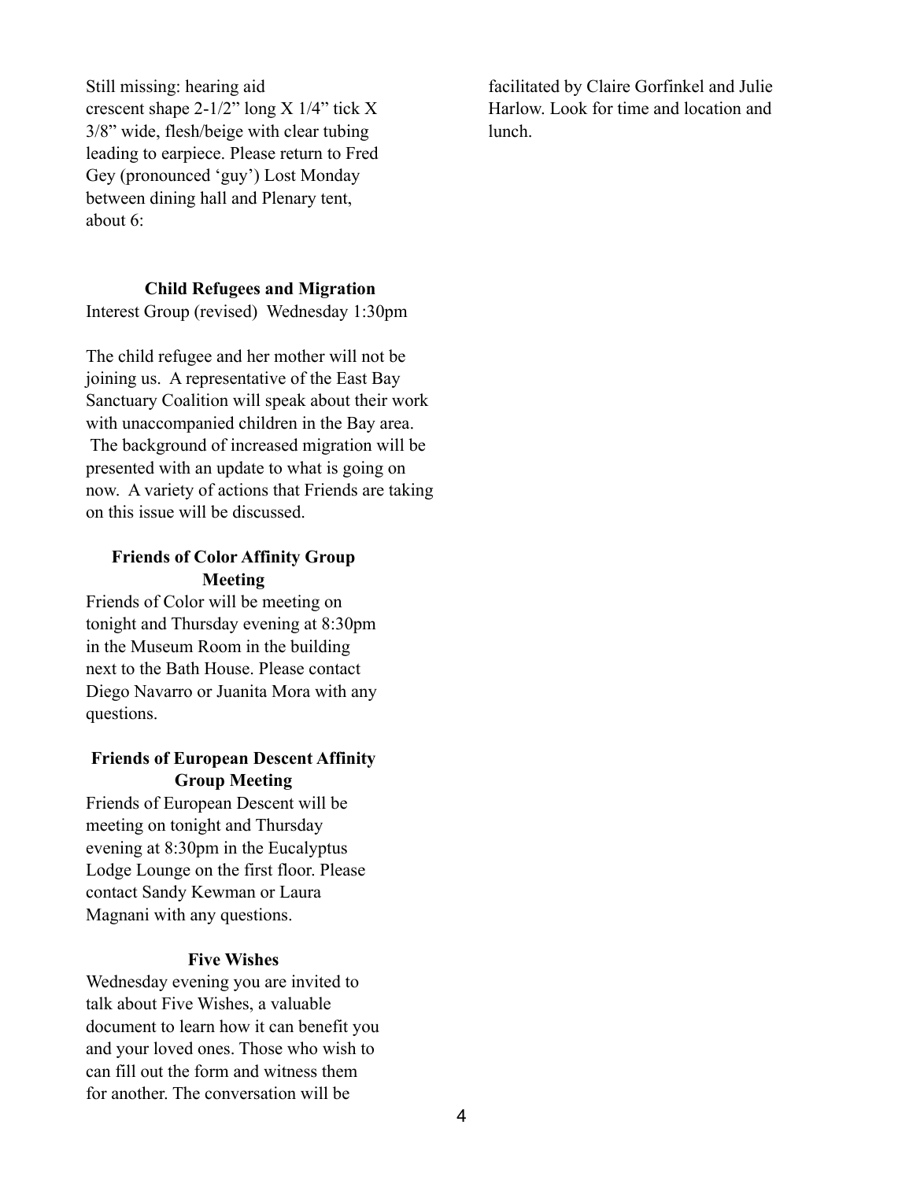Still missing: hearing aid
crescent shape 2-1/2" long X 1/4" tick X 3/8" wide, flesh/beige with clear tubing leading to earpiece. Please return to Fred Gey (pronounced 'guy') Lost Monday between dining hall and Plenary tent, about 6:

**Child Refugees and Migration**

Interest Group (revised) Wednesday 1:30pm

The child refugee and her mother will not be joining us. A representative of the East Bay Sanctuary Coalition will speak about their work with unaccompanied children in the Bay area. The background of increased migration will be presented with an update to what is going on now. A variety of actions that Friends are taking on this issue will be discussed.

**Friends of Color Affinity Group Meeting**

Friends of Color will be meeting on tonight and Thursday evening at 8:30pm in the Museum Room in the building next to the Bath House. Please contact Diego Navarro or Juanita Mora with any questions.

**Friends of European Descent Affinity Group Meeting**

Friends of European Descent will be meeting on tonight and Thursday evening at 8:30pm in the Eucalyptus Lodge Lounge on the first floor. Please contact Sandy Kewman or Laura Magnani with any questions.

**Five Wishes**

Wednesday evening you are invited to talk about Five Wishes, a valuable document to learn how it can benefit you and your loved ones. Those who wish to can fill out the form and witness them for another. The conversation will be facilitated by Claire Gorfinkel and Julie Harlow. Look for time and location and lunch.